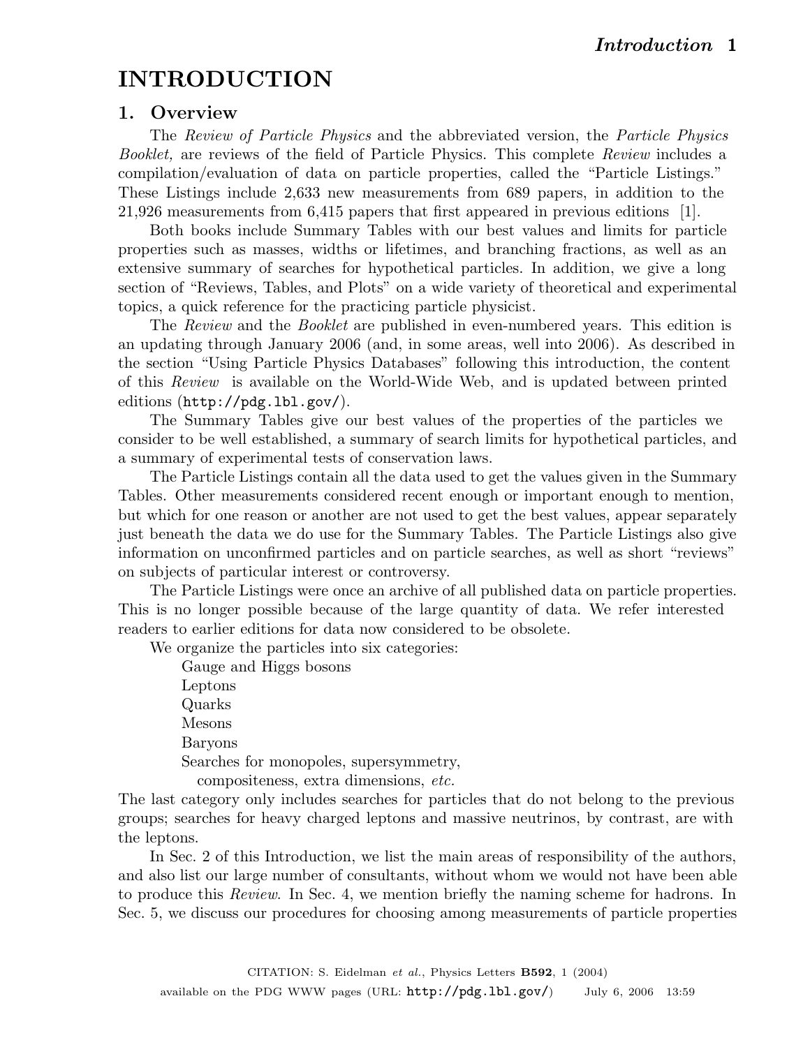# INTRODUCTION

## 1. Overview

The *Review of Particle Physics* and the abbreviated version, the *Particle Physics Booklet,* are reviews of the field of Particle Physics. This complete *Review* includes a compilation/evaluation of data on particle properties, called the "Particle Listings." These Listings include 2,633 new measurements from 689 papers, in addition to the 21,926 measurements from 6,415 papers that first appeared in previous editions [1].

Both books include Summary Tables with our best values and limits for particle properties such as masses, widths or lifetimes, and branching fractions, as well as an extensive summary of searches for hypothetical particles. In addition, we give a long section of "Reviews, Tables, and Plots" on a wide variety of theoretical and experimental topics, a quick reference for the practicing particle physicist.

The *Review* and the *Booklet* are published in even-numbered years. This edition is an updating through January 2006 (and, in some areas, well into 2006). As described in the section "Using Particle Physics Databases" following this introduction, the content of this *Review* is available on the World-Wide Web, and is updated between printed editions (`http://pdg.lbl.gov/`).

The Summary Tables give our best values of the properties of the particles we consider to be well established, a summary of search limits for hypothetical particles, and a summary of experimental tests of conservation laws.

The Particle Listings contain all the data used to get the values given in the Summary Tables. Other measurements considered recent enough or important enough to mention, but which for one reason or another are not used to get the best values, appear separately just beneath the data we do use for the Summary Tables. The Particle Listings also give information on unconfirmed particles and on particle searches, as well as short "reviews" on subjects of particular interest or controversy.

The Particle Listings were once an archive of all published data on particle properties. This is no longer possible because of the large quantity of data. We refer interested readers to earlier editions for data now considered to be obsolete.

We organize the particles into six categories:

- Gauge and Higgs bosons
- Leptons
- Quarks
- Mesons
- Baryons
- Searches for monopoles, supersymmetry, compositeness, extra dimensions, *etc.*

The last category only includes searches for particles that do not belong to the previous groups; searches for heavy charged leptons and massive neutrinos, by contrast, are with the leptons.

In Sec. 2 of this Introduction, we list the main areas of responsibility of the authors, and also list our large number of consultants, without whom we would not have been able to produce this *Review.* In Sec. 4, we mention briefly the naming scheme for hadrons. In Sec. 5, we discuss our procedures for choosing among measurements of particle properties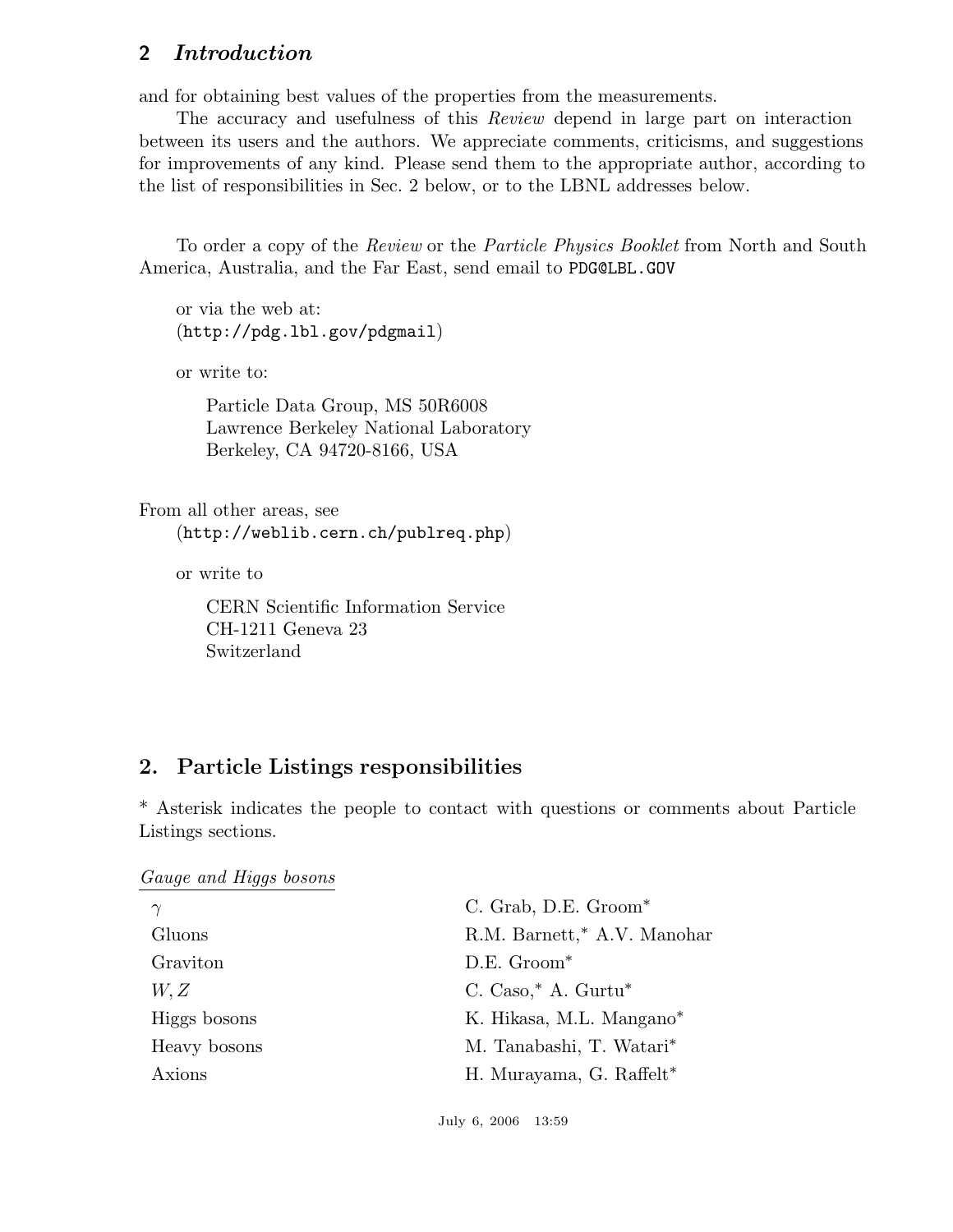and for obtaining best values of the properties from the measurements.

The accuracy and usefulness of this *Review* depend in large part on interaction between its users and the authors. We appreciate comments, criticisms, and suggestions for improvements of any kind. Please send them to the appropriate author, according to the list of responsibilities in Sec. 2 below, or to the LBNL addresses below.

To order a copy of the *Review* or the *Particle Physics Booklet* from North and South America, Australia, and the Far East, send email to PDG@LBL.GOV

or via the web at:
(http://pdg.lbl.gov/pdgmail)

or write to:

Particle Data Group, MS 50R6008
Lawrence Berkeley National Laboratory
Berkeley, CA 94720-8166, USA

From all other areas, see
(http://weblib.cern.ch/publreq.php)

or write to

CERN Scientific Information Service
CH-1211 Geneva 23
Switzerland

## 2. Particle Listings responsibilities

* Asterisk indicates the people to contact with questions or comments about Particle Listings sections.

*Gauge and Higgs bosons*

| | |
|---|---|
| $\gamma$ | C. Grab, D.E. Groom* |
| Gluons | R.M. Barnett,* A.V. Manohar |
| Graviton | D.E. Groom* |
| $W, Z$ | C. Caso,* A. Gurtu* |
| Higgs bosons | K. Hikasa, M.L. Mangano* |
| Heavy bosons | M. Tanabashi, T. Watari* |
| Axions | H. Murayama, G. Raffelt* |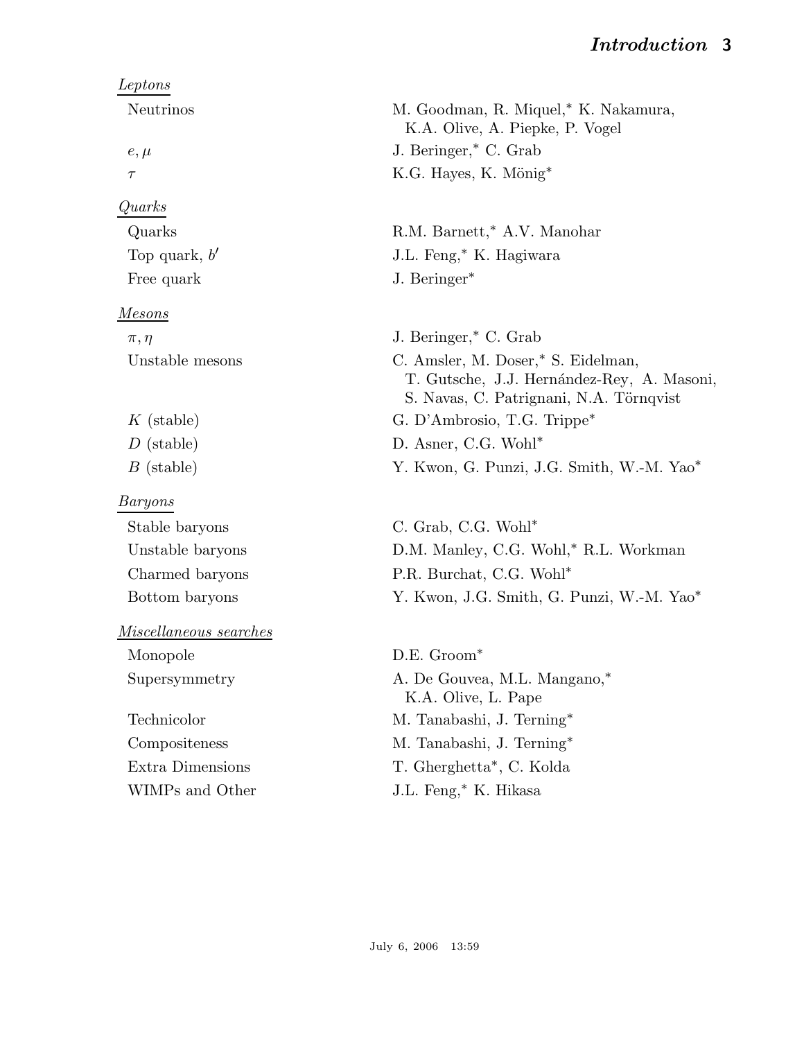| | |
|---|---|
| *Leptons* | |
| Neutrinos | M. Goodman, R. Miquel,* K. Nakamura, K.A. Olive, A. Piepke, P. Vogel |
| $e, \mu$ | J. Beringer,* C. Grab |
| $\tau$ | K.G. Hayes, K. Mönig* |
| *Quarks* | |
| Quarks | R.M. Barnett,* A.V. Manohar |
| Top quark, $b'$ | J.L. Feng,* K. Hagiwara |
| Free quark | J. Beringer* |
| *Mesons* | |
| $\pi, \eta$ | J. Beringer,* C. Grab |
| Unstable mesons | C. Amsler, M. Doser,* S. Eidelman, T. Gutsche, J.J. Hernández-Rey, A. Masoni, S. Navas, C. Patrignani, N.A. Törnqvist |
| $K$ (stable) | G. D'Ambrosio, T.G. Trippe* |
| $D$ (stable) | D. Asner, C.G. Wohl* |
| $B$ (stable) | Y. Kwon, G. Punzi, J.G. Smith, W.-M. Yao* |
| *Baryons* | |
| Stable baryons | C. Grab, C.G. Wohl* |
| Unstable baryons | D.M. Manley, C.G. Wohl,* R.L. Workman |
| Charmed baryons | P.R. Burchat, C.G. Wohl* |
| Bottom baryons | Y. Kwon, J.G. Smith, G. Punzi, W.-M. Yao* |
| *Miscellaneous searches* | |
| Monopole | D.E. Groom* |
| Supersymmetry | A. De Gouvea, M.L. Mangano,* K.A. Olive, L. Pape |
| Technicolor | M. Tanabashi, J. Terning* |
| Compositeness | M. Tanabashi, J. Terning* |
| Extra Dimensions | T. Gherghetta*, C. Kolda |
| WIMPs and Other | J.L. Feng,* K. Hikasa |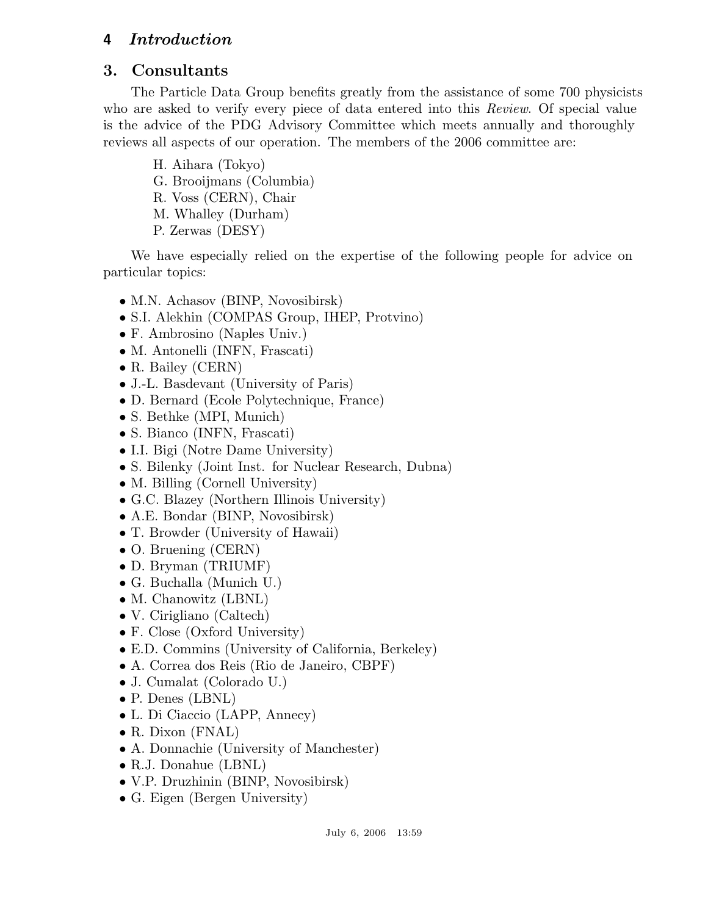## 3. Consultants

The Particle Data Group benefits greatly from the assistance of some 700 physicists who are asked to verify every piece of data entered into this *Review*. Of special value is the advice of the PDG Advisory Committee which meets annually and thoroughly reviews all aspects of our operation. The members of the 2006 committee are:

H. Aihara (Tokyo)
G. Brooijmans (Columbia)
R. Voss (CERN), Chair
M. Whalley (Durham)
P. Zerwas (DESY)

We have especially relied on the expertise of the following people for advice on particular topics:

- M.N. Achasov (BINP, Novosibirsk)
- S.I. Alekhin (COMPAS Group, IHEP, Protvino)
- F. Ambrosino (Naples Univ.)
- M. Antonelli (INFN, Frascati)
- R. Bailey (CERN)
- J.-L. Basdevant (University of Paris)
- D. Bernard (Ecole Polytechnique, France)
- S. Bethke (MPI, Munich)
- S. Bianco (INFN, Frascati)
- I.I. Bigi (Notre Dame University)
- S. Bilenky (Joint Inst. for Nuclear Research, Dubna)
- M. Billing (Cornell University)
- G.C. Blazey (Northern Illinois University)
- A.E. Bondar (BINP, Novosibirsk)
- T. Browder (University of Hawaii)
- O. Bruening (CERN)
- D. Bryman (TRIUMF)
- G. Buchalla (Munich U.)
- M. Chanowitz (LBNL)
- V. Cirigliano (Caltech)
- F. Close (Oxford University)
- E.D. Commins (University of California, Berkeley)
- A. Correa dos Reis (Rio de Janeiro, CBPF)
- J. Cumalat (Colorado U.)
- P. Denes (LBNL)
- L. Di Ciaccio (LAPP, Annecy)
- R. Dixon (FNAL)
- A. Donnachie (University of Manchester)
- R.J. Donahue (LBNL)
- V.P. Druzhinin (BINP, Novosibirsk)
- G. Eigen (Bergen University)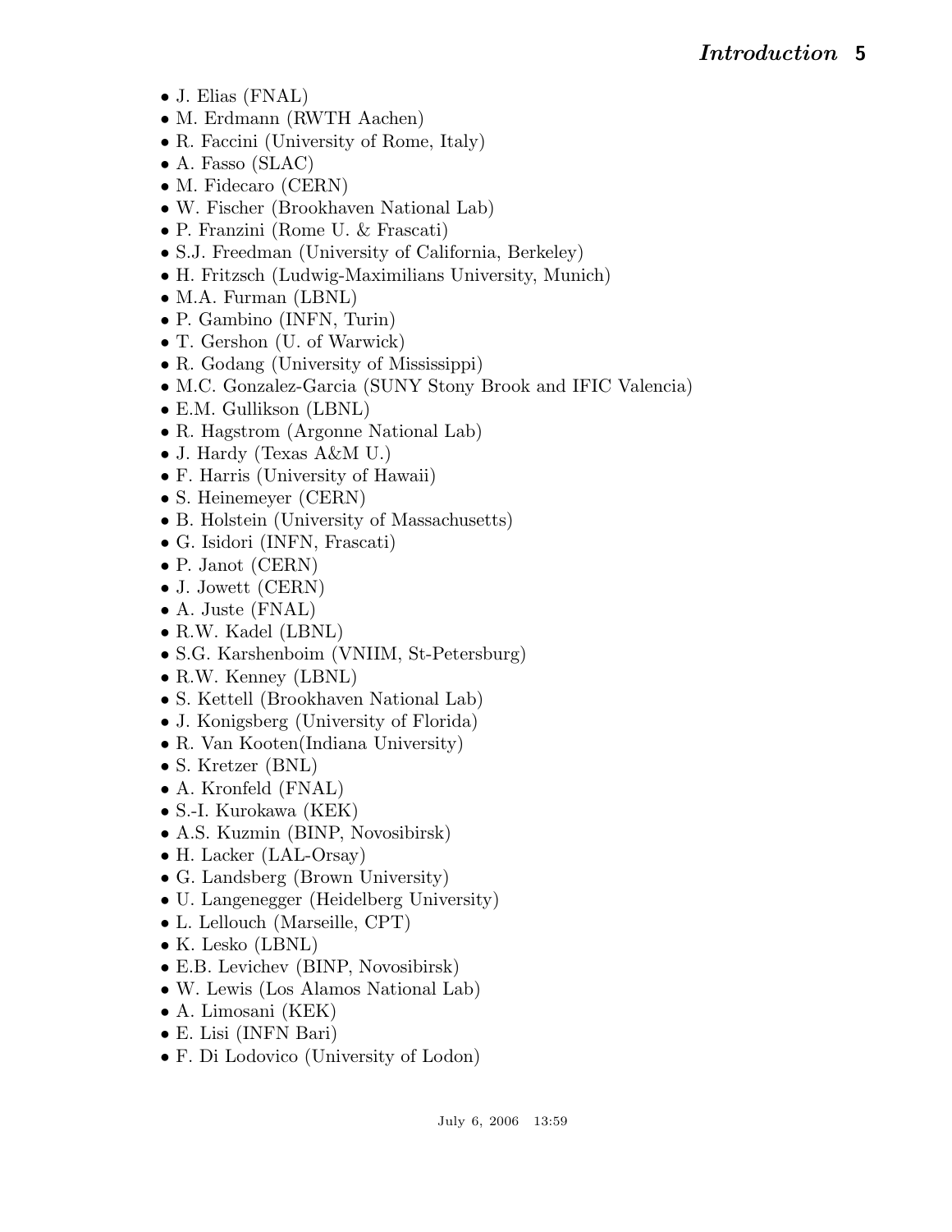- J. Elias (FNAL)
- M. Erdmann (RWTH Aachen)
- R. Faccini (University of Rome, Italy)
- A. Fasso (SLAC)
- M. Fidecaro (CERN)
- W. Fischer (Brookhaven National Lab)
- P. Franzini (Rome U. & Frascati)
- S.J. Freedman (University of California, Berkeley)
- H. Fritzsch (Ludwig-Maximilians University, Munich)
- M.A. Furman (LBNL)
- P. Gambino (INFN, Turin)
- T. Gershon (U. of Warwick)
- R. Godang (University of Mississippi)
- M.C. Gonzalez-Garcia (SUNY Stony Brook and IFIC Valencia)
- E.M. Gullikson (LBNL)
- R. Hagstrom (Argonne National Lab)
- J. Hardy (Texas A&M U.)
- F. Harris (University of Hawaii)
- S. Heinemeyer (CERN)
- B. Holstein (University of Massachusetts)
- G. Isidori (INFN, Frascati)
- P. Janot (CERN)
- J. Jowett (CERN)
- A. Juste (FNAL)
- R.W. Kadel (LBNL)
- S.G. Karshenboim (VNIIM, St-Petersburg)
- R.W. Kenney (LBNL)
- S. Kettell (Brookhaven National Lab)
- J. Konigsberg (University of Florida)
- R. Van Kooten(Indiana University)
- S. Kretzer (BNL)
- A. Kronfeld (FNAL)
- S.-I. Kurokawa (KEK)
- A.S. Kuzmin (BINP, Novosibirsk)
- H. Lacker (LAL-Orsay)
- G. Landsberg (Brown University)
- U. Langenegger (Heidelberg University)
- L. Lellouch (Marseille, CPT)
- K. Lesko (LBNL)
- E.B. Levichev (BINP, Novosibirsk)
- W. Lewis (Los Alamos National Lab)
- A. Limosani (KEK)
- E. Lisi (INFN Bari)
- F. Di Lodovico (University of Lodon)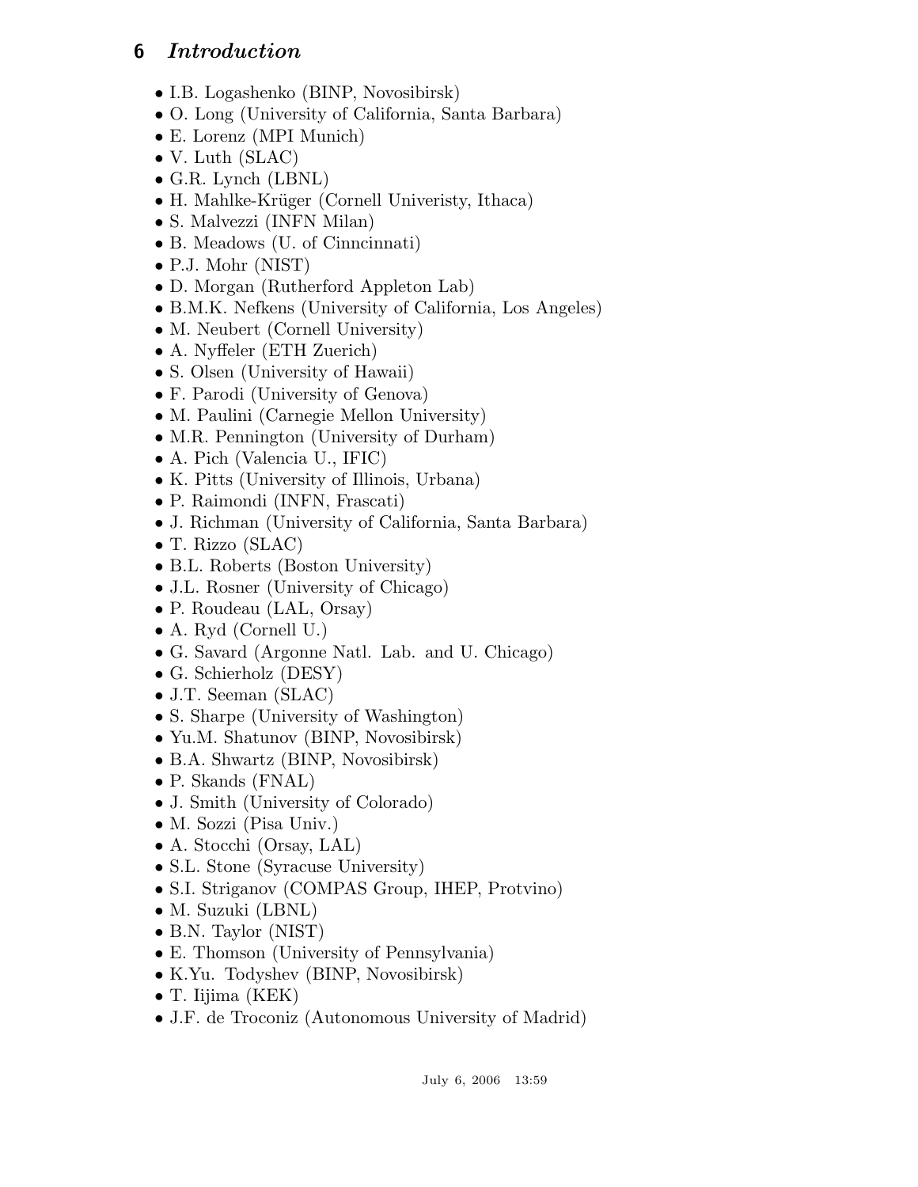- I.B. Logashenko (BINP, Novosibirsk)
- O. Long (University of California, Santa Barbara)
- E. Lorenz (MPI Munich)
- V. Luth (SLAC)
- G.R. Lynch (LBNL)
- H. Mahlke-Krüger (Cornell Univeristy, Ithaca)
- S. Malvezzi (INFN Milan)
- B. Meadows (U. of Cinncinnati)
- P.J. Mohr (NIST)
- D. Morgan (Rutherford Appleton Lab)
- B.M.K. Nefkens (University of California, Los Angeles)
- M. Neubert (Cornell University)
- A. Nyffeler (ETH Zuerich)
- S. Olsen (University of Hawaii)
- F. Parodi (University of Genova)
- M. Paulini (Carnegie Mellon University)
- M.R. Pennington (University of Durham)
- A. Pich (Valencia U., IFIC)
- K. Pitts (University of Illinois, Urbana)
- P. Raimondi (INFN, Frascati)
- J. Richman (University of California, Santa Barbara)
- T. Rizzo (SLAC)
- B.L. Roberts (Boston University)
- J.L. Rosner (University of Chicago)
- P. Roudeau (LAL, Orsay)
- A. Ryd (Cornell U.)
- G. Savard (Argonne Natl. Lab. and U. Chicago)
- G. Schierholz (DESY)
- J.T. Seeman (SLAC)
- S. Sharpe (University of Washington)
- Yu.M. Shatunov (BINP, Novosibirsk)
- B.A. Shwartz (BINP, Novosibirsk)
- P. Skands (FNAL)
- J. Smith (University of Colorado)
- M. Sozzi (Pisa Univ.)
- A. Stocchi (Orsay, LAL)
- S.L. Stone (Syracuse University)
- S.I. Striganov (COMPAS Group, IHEP, Protvino)
- M. Suzuki (LBNL)
- B.N. Taylor (NIST)
- E. Thomson (University of Pennsylvania)
- K.Yu. Todyshev (BINP, Novosibirsk)
- T. Iijima (KEK)
- J.F. de Troconiz (Autonomous University of Madrid)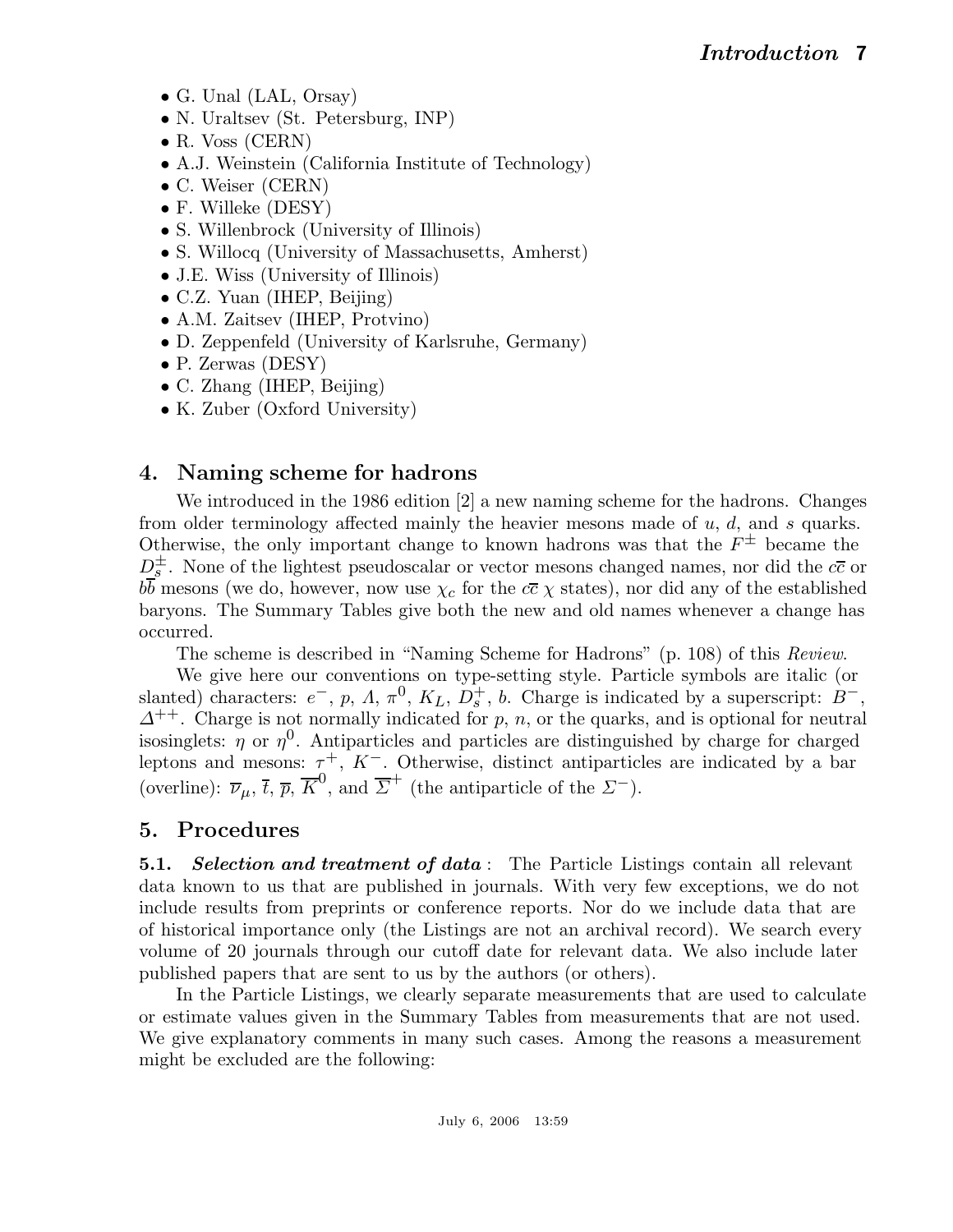- G. Unal (LAL, Orsay)
- N. Uraltsev (St. Petersburg, INP)
- R. Voss (CERN)
- A.J. Weinstein (California Institute of Technology)
- C. Weiser (CERN)
- F. Willeke (DESY)
- S. Willenbrock (University of Illinois)
- S. Willocq (University of Massachusetts, Amherst)
- J.E. Wiss (University of Illinois)
- C.Z. Yuan (IHEP, Beijing)
- A.M. Zaitsev (IHEP, Protvino)
- D. Zeppenfeld (University of Karlsruhe, Germany)
- P. Zerwas (DESY)
- C. Zhang (IHEP, Beijing)
- K. Zuber (Oxford University)

## 4. Naming scheme for hadrons

We introduced in the 1986 edition [2] a new naming scheme for the hadrons. Changes from older terminology affected mainly the heavier mesons made of $u$, $d$, and $s$ quarks. Otherwise, the only important change to known hadrons was that the $F^{\pm}$ became the $D_s^{\pm}$. None of the lightest pseudoscalar or vector mesons changed names, nor did the $c\overline{c}$ or $b\overline{b}$ mesons (we do, however, now use $\chi_c$ for the $c\overline{c}$ $\chi$ states), nor did any of the established baryons. The Summary Tables give both the new and old names whenever a change has occurred.

The scheme is described in "Naming Scheme for Hadrons" (p. 108) of this *Review*.

We give here our conventions on type-setting style. Particle symbols are italic (or slanted) characters: $e^-$, $p$, $\Lambda$, $\pi^0$, $K_L$, $D_s^+$, $b$. Charge is indicated by a superscript: $B^-$, $\Delta^{++}$. Charge is not normally indicated for $p$, $n$, or the quarks, and is optional for neutral isosinglets: $\eta$ or $\eta^0$. Antiparticles and particles are distinguished by charge for charged leptons and mesons: $\tau^+$, $K^-$. Otherwise, distinct antiparticles are indicated by a bar (overline): $\overline{\nu}_\mu$, $\overline{t}$, $\overline{p}$, $\overline{K}^0$, and $\overline{\Sigma}^+$ (the antiparticle of the $\Sigma^-$).

## 5. Procedures

**5.1. *Selection and treatment of data*** : The Particle Listings contain all relevant data known to us that are published in journals. With very few exceptions, we do not include results from preprints or conference reports. Nor do we include data that are of historical importance only (the Listings are not an archival record). We search every volume of 20 journals through our cutoff date for relevant data. We also include later published papers that are sent to us by the authors (or others).

In the Particle Listings, we clearly separate measurements that are used to calculate or estimate values given in the Summary Tables from measurements that are not used. We give explanatory comments in many such cases. Among the reasons a measurement might be excluded are the following: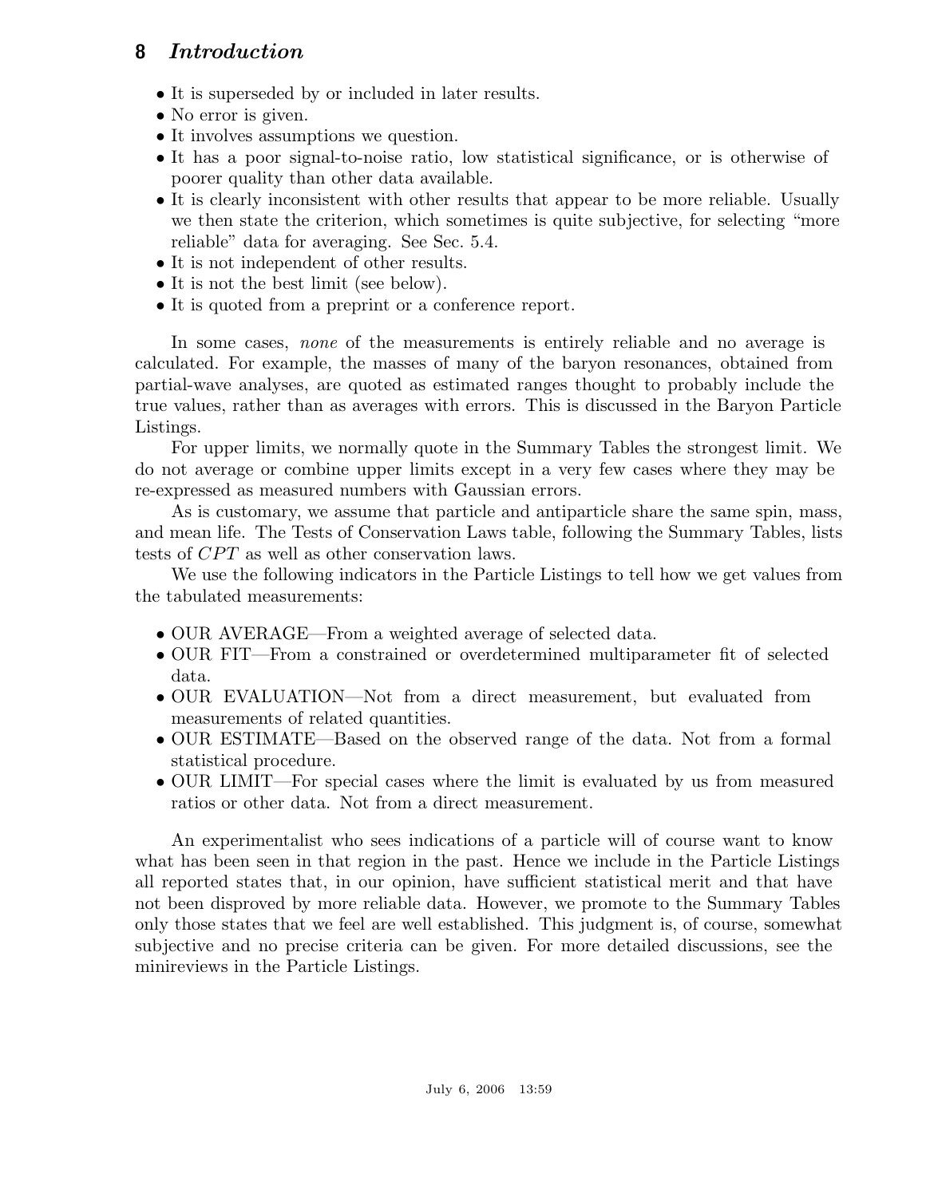- It is superseded by or included in later results.
- No error is given.
- It involves assumptions we question.
- It has a poor signal-to-noise ratio, low statistical significance, or is otherwise of poorer quality than other data available.
- It is clearly inconsistent with other results that appear to be more reliable. Usually we then state the criterion, which sometimes is quite subjective, for selecting "more reliable" data for averaging. See Sec. 5.4.
- It is not independent of other results.
- It is not the best limit (see below).
- It is quoted from a preprint or a conference report.

In some cases, *none* of the measurements is entirely reliable and no average is calculated. For example, the masses of many of the baryon resonances, obtained from partial-wave analyses, are quoted as estimated ranges thought to probably include the true values, rather than as averages with errors. This is discussed in the Baryon Particle Listings.

For upper limits, we normally quote in the Summary Tables the strongest limit. We do not average or combine upper limits except in a very few cases where they may be re-expressed as measured numbers with Gaussian errors.

As is customary, we assume that particle and antiparticle share the same spin, mass, and mean life. The Tests of Conservation Laws table, following the Summary Tables, lists tests of $CPT$ as well as other conservation laws.

We use the following indicators in the Particle Listings to tell how we get values from the tabulated measurements:

- OUR AVERAGE—From a weighted average of selected data.
- OUR FIT—From a constrained or overdetermined multiparameter fit of selected data.
- OUR EVALUATION—Not from a direct measurement, but evaluated from measurements of related quantities.
- OUR ESTIMATE—Based on the observed range of the data. Not from a formal statistical procedure.
- OUR LIMIT—For special cases where the limit is evaluated by us from measured ratios or other data. Not from a direct measurement.

An experimentalist who sees indications of a particle will of course want to know what has been seen in that region in the past. Hence we include in the Particle Listings all reported states that, in our opinion, have sufficient statistical merit and that have not been disproved by more reliable data. However, we promote to the Summary Tables only those states that we feel are well established. This judgment is, of course, somewhat subjective and no precise criteria can be given. For more detailed discussions, see the minireviews in the Particle Listings.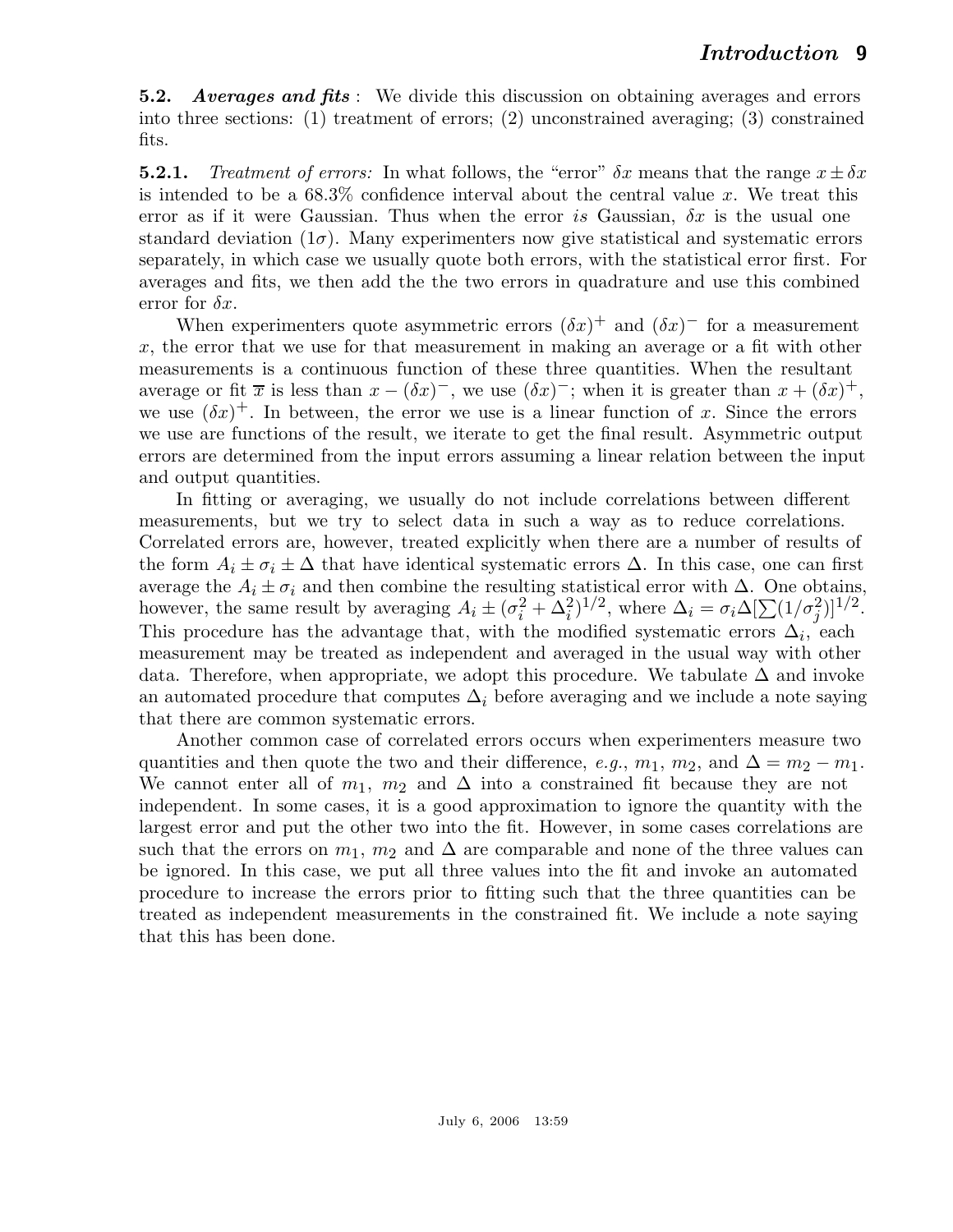**5.2.** ***Averages and fits*** : We divide this discussion on obtaining averages and errors into three sections: (1) treatment of errors; (2) unconstrained averaging; (3) constrained fits.

**5.2.1.** *Treatment of errors:* In what follows, the "error" $\delta x$ means that the range $x \pm \delta x$ is intended to be a 68.3% confidence interval about the central value $x$. We treat this error as if it were Gaussian. Thus when the error *is* Gaussian, $\delta x$ is the usual one standard deviation ($1\sigma$). Many experimenters now give statistical and systematic errors separately, in which case we usually quote both errors, with the statistical error first. For averages and fits, we then add the the two errors in quadrature and use this combined error for $\delta x$.

When experimenters quote asymmetric errors $(\delta x)^+$ and $(\delta x)^-$ for a measurement $x$, the error that we use for that measurement in making an average or a fit with other measurements is a continuous function of these three quantities. When the resultant average or fit $\overline{x}$ is less than $x - (\delta x)^-$, we use $(\delta x)^-$; when it is greater than $x + (\delta x)^+$, we use $(\delta x)^+$. In between, the error we use is a linear function of $x$. Since the errors we use are functions of the result, we iterate to get the final result. Asymmetric output errors are determined from the input errors assuming a linear relation between the input and output quantities.

In fitting or averaging, we usually do not include correlations between different measurements, but we try to select data in such a way as to reduce correlations. Correlated errors are, however, treated explicitly when there are a number of results of the form $A_i \pm \sigma_i \pm \Delta$ that have identical systematic errors $\Delta$. In this case, one can first average the $A_i \pm \sigma_i$ and then combine the resulting statistical error with $\Delta$. One obtains, however, the same result by averaging $A_i \pm (\sigma_i^2 + \Delta_i^2)^{1/2}$, where $\Delta_i = \sigma_i \Delta [\sum (1/\sigma_j^2)]^{1/2}$. This procedure has the advantage that, with the modified systematic errors $\Delta_i$, each measurement may be treated as independent and averaged in the usual way with other data. Therefore, when appropriate, we adopt this procedure. We tabulate $\Delta$ and invoke an automated procedure that computes $\Delta_i$ before averaging and we include a note saying that there are common systematic errors.

Another common case of correlated errors occurs when experimenters measure two quantities and then quote the two and their difference, *e.g.*, $m_1$, $m_2$, and $\Delta = m_2 - m_1$. We cannot enter all of $m_1$, $m_2$ and $\Delta$ into a constrained fit because they are not independent. In some cases, it is a good approximation to ignore the quantity with the largest error and put the other two into the fit. However, in some cases correlations are such that the errors on $m_1$, $m_2$ and $\Delta$ are comparable and none of the three values can be ignored. In this case, we put all three values into the fit and invoke an automated procedure to increase the errors prior to fitting such that the three quantities can be treated as independent measurements in the constrained fit. We include a note saying that this has been done.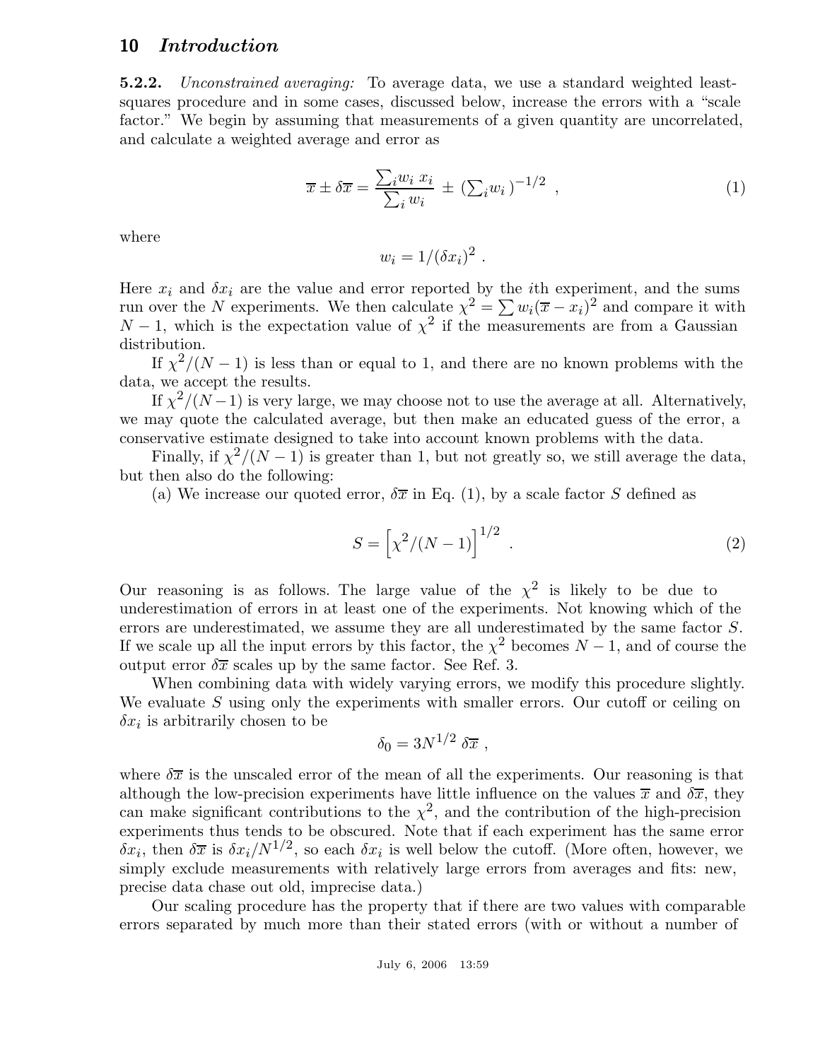**5.2.2.** *Unconstrained averaging:* To average data, we use a standard weighted least-squares procedure and in some cases, discussed below, increase the errors with a "scale factor." We begin by assuming that measurements of a given quantity are uncorrelated, and calculate a weighted average and error as

$$\overline{x} \pm \delta\overline{x} = \frac{\sum_i w_i \, x_i}{\sum_i w_i} \pm \left(\sum_i w_i\right)^{-1/2} \ , \tag{1}$$

where

$$w_i = 1/(\delta x_i)^2 \ .$$

Here $x_i$ and $\delta x_i$ are the value and error reported by the $i$th experiment, and the sums run over the $N$ experiments. We then calculate $\chi^2 = \sum w_i(\overline{x} - x_i)^2$ and compare it with $N - 1$, which is the expectation value of $\chi^2$ if the measurements are from a Gaussian distribution.

If $\chi^2/(N-1)$ is less than or equal to 1, and there are no known problems with the data, we accept the results.

If $\chi^2/(N-1)$ is very large, we may choose not to use the average at all. Alternatively, we may quote the calculated average, but then make an educated guess of the error, a conservative estimate designed to take into account known problems with the data.

Finally, if $\chi^2/(N-1)$ is greater than 1, but not greatly so, we still average the data, but then also do the following:

(a) We increase our quoted error, $\delta\overline{x}$ in Eq. (1), by a scale factor $S$ defined as

$$S = \left[\chi^2/(N-1)\right]^{1/2} \ . \tag{2}$$

Our reasoning is as follows. The large value of the $\chi^2$ is likely to be due to underestimation of errors in at least one of the experiments. Not knowing which of the errors are underestimated, we assume they are all underestimated by the same factor $S$. If we scale up all the input errors by this factor, the $\chi^2$ becomes $N-1$, and of course the output error $\delta\overline{x}$ scales up by the same factor. See Ref. 3.

When combining data with widely varying errors, we modify this procedure slightly. We evaluate $S$ using only the experiments with smaller errors. Our cutoff or ceiling on $\delta x_i$ is arbitrarily chosen to be

$$\delta_0 = 3N^{1/2} \, \delta\overline{x} \ ,$$

where $\delta\overline{x}$ is the unscaled error of the mean of all the experiments. Our reasoning is that although the low-precision experiments have little influence on the values $\overline{x}$ and $\delta\overline{x}$, they can make significant contributions to the $\chi^2$, and the contribution of the high-precision experiments thus tends to be obscured. Note that if each experiment has the same error $\delta x_i$, then $\delta\overline{x}$ is $\delta x_i/N^{1/2}$, so each $\delta x_i$ is well below the cutoff. (More often, however, we simply exclude measurements with relatively large errors from averages and fits: new, precise data chase out old, imprecise data.)

Our scaling procedure has the property that if there are two values with comparable errors separated by much more than their stated errors (with or without a number of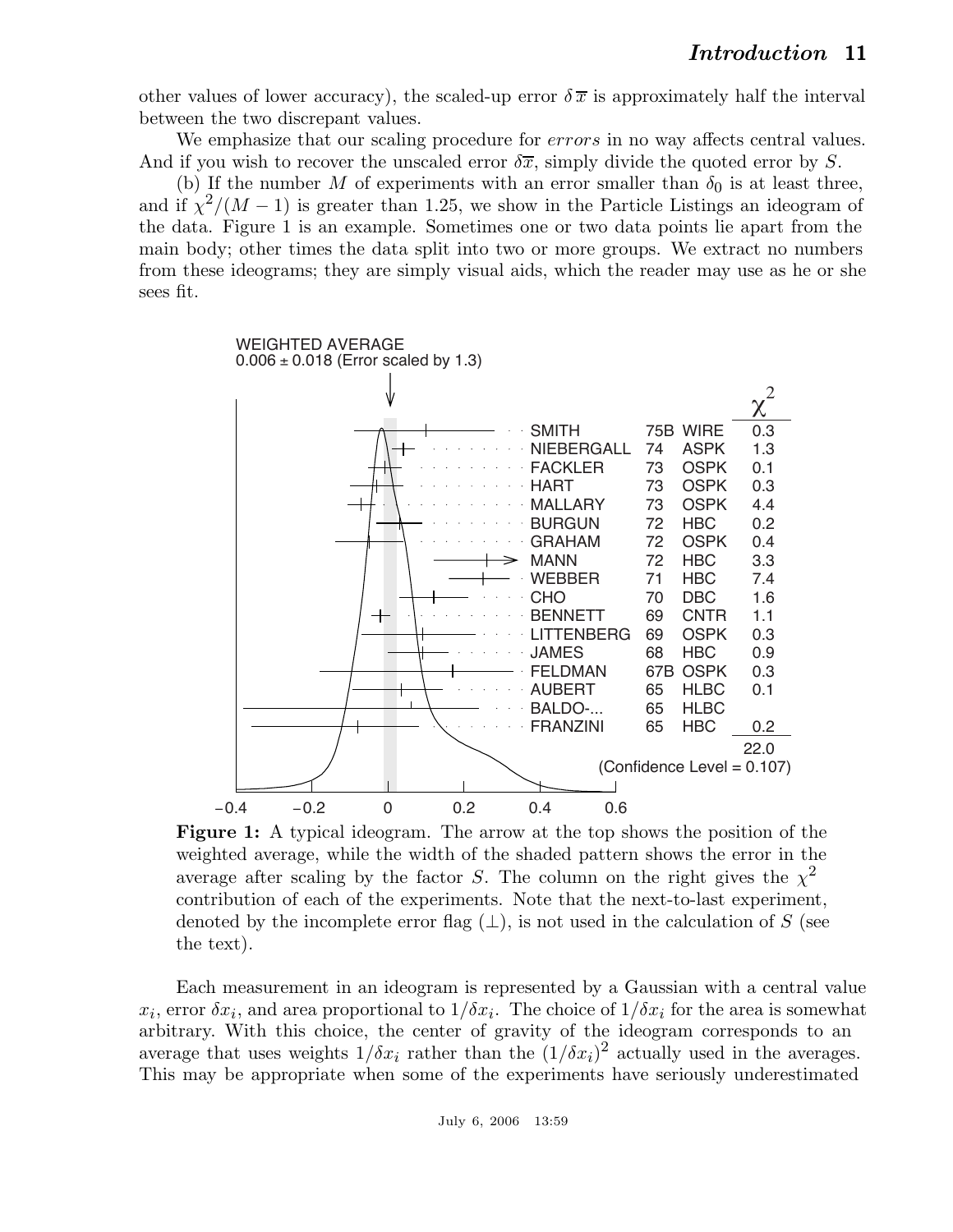other values of lower accuracy), the scaled-up error $\delta\overline{x}$ is approximately half the interval between the two discrepant values.

We emphasize that our scaling procedure for *errors* in no way affects central values. And if you wish to recover the unscaled error $\delta\overline{x}$, simply divide the quoted error by $S$.

(b) If the number $M$ of experiments with an error smaller than $\delta_0$ is at least three, and if $\chi^2/(M-1)$ is greater than 1.25, we show in the Particle Listings an ideogram of the data. Figure 1 is an example. Sometimes one or two data points lie apart from the main body; other times the data split into two or more groups. We extract no numbers from these ideograms; they are simply visual aids, which the reader may use as he or she sees fit.

WEIGHTED AVERAGE
0.006 ± 0.018 (Error scaled by 1.3)

| | | | $\chi^2$ |
|---|---|---|---|
| SMITH | 75B | WIRE | 0.3 |
| NIEBERGALL | 74 | ASPK | 1.3 |
| FACKLER | 73 | OSPK | 0.1 |
| HART | 73 | OSPK | 0.3 |
| MALLARY | 73 | OSPK | 4.4 |
| BURGUN | 72 | HBC | 0.2 |
| GRAHAM | 72 | OSPK | 0.4 |
| MANN | 72 | HBC | 3.3 |
| WEBBER | 71 | HBC | 7.4 |
| CHO | 70 | DBC | 1.6 |
| BENNETT | 69 | CNTR | 1.1 |
| LITTENBERG | 69 | OSPK | 0.3 |
| JAMES | 68 | HBC | 0.9 |
| FELDMAN | 67B | OSPK | 0.3 |
| AUBERT | 65 | HLBC | 0.1 |
| BALDO-... | 65 | HLBC | |
| FRANZINI | 65 | HBC | 0.2 |
| | | | 22.0 |

(Confidence Level = 0.107)

−0.4 −0.2 0 0.2 0.4 0.6

**Figure 1:** A typical ideogram. The arrow at the top shows the position of the weighted average, while the width of the shaded pattern shows the error in the average after scaling by the factor $S$. The column on the right gives the $\chi^2$ contribution of each of the experiments. Note that the next-to-last experiment, denoted by the incomplete error flag ($\perp$), is not used in the calculation of $S$ (see the text).

Each measurement in an ideogram is represented by a Gaussian with a central value $x_i$, error $\delta x_i$, and area proportional to $1/\delta x_i$. The choice of $1/\delta x_i$ for the area is somewhat arbitrary. With this choice, the center of gravity of the ideogram corresponds to an average that uses weights $1/\delta x_i$ rather than the $(1/\delta x_i)^2$ actually used in the averages. This may be appropriate when some of the experiments have seriously underestimated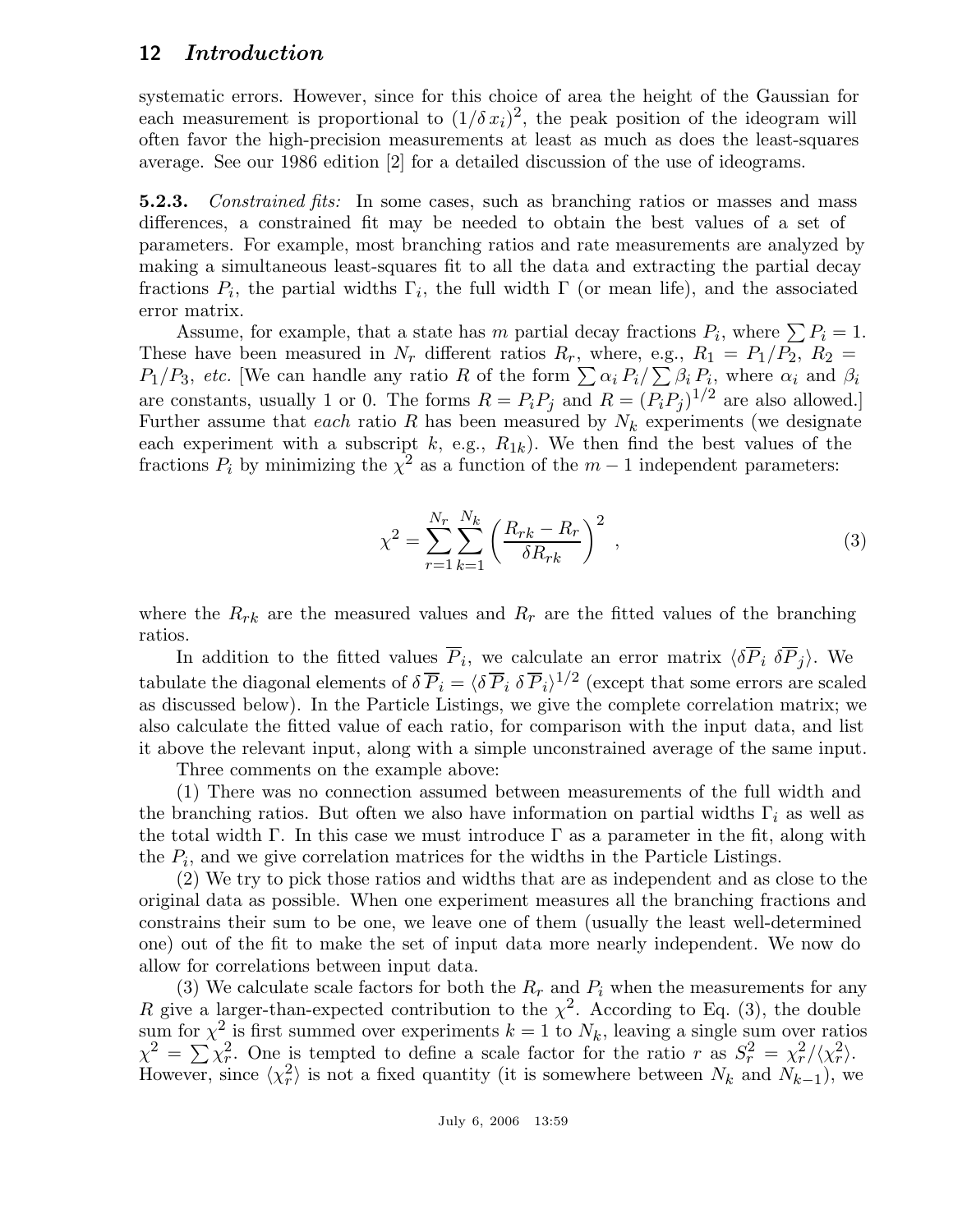systematic errors. However, since for this choice of area the height of the Gaussian for each measurement is proportional to $(1/\delta x_i)^2$, the peak position of the ideogram will often favor the high-precision measurements at least as much as does the least-squares average. See our 1986 edition [2] for a detailed discussion of the use of ideograms.

**5.2.3.** *Constrained fits:* In some cases, such as branching ratios or masses and mass differences, a constrained fit may be needed to obtain the best values of a set of parameters. For example, most branching ratios and rate measurements are analyzed by making a simultaneous least-squares fit to all the data and extracting the partial decay fractions $P_i$, the partial widths $\Gamma_i$, the full width $\Gamma$ (or mean life), and the associated error matrix.

Assume, for example, that a state has $m$ partial decay fractions $P_i$, where $\sum P_i = 1$. These have been measured in $N_r$ different ratios $R_r$, where, e.g., $R_1 = P_1/P_2$, $R_2 = P_1/P_3$, *etc.* [We can handle any ratio $R$ of the form $\sum \alpha_i P_i / \sum \beta_i P_i$, where $\alpha_i$ and $\beta_i$ are constants, usually 1 or 0. The forms $R = P_i P_j$ and $R = (P_i P_j)^{1/2}$ are also allowed.] Further assume that *each* ratio $R$ has been measured by $N_k$ experiments (we designate each experiment with a subscript $k$, e.g., $R_{1k}$). We then find the best values of the fractions $P_i$ by minimizing the $\chi^2$ as a function of the $m-1$ independent parameters:

$$\chi^2 = \sum_{r=1}^{N_r} \sum_{k=1}^{N_k} \left( \frac{R_{rk} - R_r}{\delta R_{rk}} \right)^2 , \tag{3}$$

where the $R_{rk}$ are the measured values and $R_r$ are the fitted values of the branching ratios.

In addition to the fitted values $\overline{P}_i$, we calculate an error matrix $\langle \delta \overline{P}_i \; \delta \overline{P}_j \rangle$. We tabulate the diagonal elements of $\delta \overline{P}_i = \langle \delta \overline{P}_i \; \delta \overline{P}_i \rangle^{1/2}$ (except that some errors are scaled as discussed below). In the Particle Listings, we give the complete correlation matrix; we also calculate the fitted value of each ratio, for comparison with the input data, and list it above the relevant input, along with a simple unconstrained average of the same input.

Three comments on the example above:

(1) There was no connection assumed between measurements of the full width and the branching ratios. But often we also have information on partial widths $\Gamma_i$ as well as the total width $\Gamma$. In this case we must introduce $\Gamma$ as a parameter in the fit, along with the $P_i$, and we give correlation matrices for the widths in the Particle Listings.

(2) We try to pick those ratios and widths that are as independent and as close to the original data as possible. When one experiment measures all the branching fractions and constrains their sum to be one, we leave one of them (usually the least well-determined one) out of the fit to make the set of input data more nearly independent. We now do allow for correlations between input data.

(3) We calculate scale factors for both the $R_r$ and $P_i$ when the measurements for any $R$ give a larger-than-expected contribution to the $\chi^2$. According to Eq. (3), the double sum for $\chi^2$ is first summed over experiments $k = 1$ to $N_k$, leaving a single sum over ratios $\chi^2 = \sum \chi_r^2$. One is tempted to define a scale factor for the ratio $r$ as $S_r^2 = \chi_r^2 / \langle \chi_r^2 \rangle$. However, since $\langle \chi_r^2 \rangle$ is not a fixed quantity (it is somewhere between $N_k$ and $N_{k-1}$), we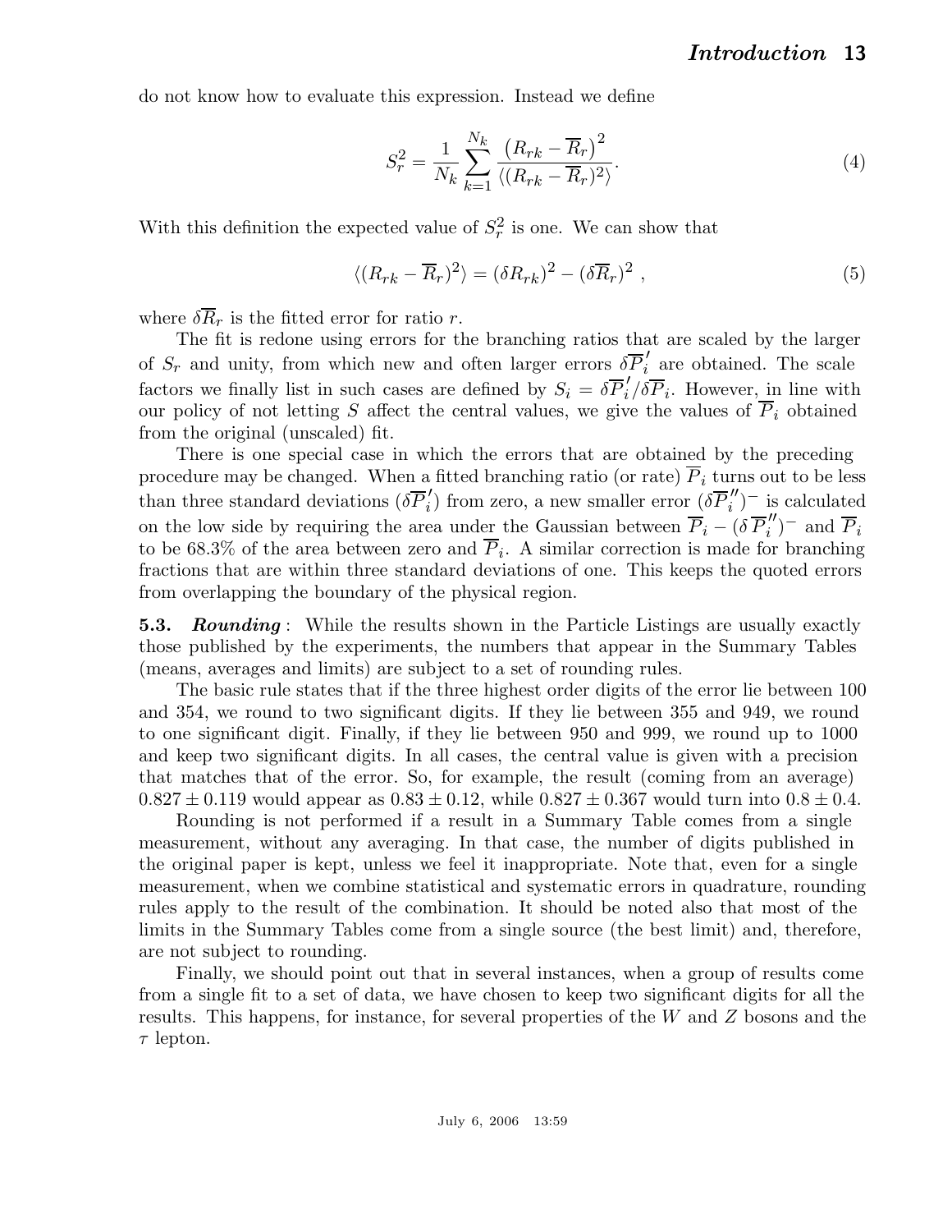do not know how to evaluate this expression. Instead we define

$$S_r^2 = \frac{1}{N_k} \sum_{k=1}^{N_k} \frac{\left(R_{rk} - \overline{R}_r\right)^2}{\langle (R_{rk} - \overline{R}_r)^2 \rangle}. \tag{4}$$

With this definition the expected value of $S_r^2$ is one. We can show that

$$\langle (R_{rk} - \overline{R}_r)^2 \rangle = (\delta R_{rk})^2 - (\delta \overline{R}_r)^2 \ , \tag{5}$$

where $\delta \overline{R}_r$ is the fitted error for ratio $r$.

The fit is redone using errors for the branching ratios that are scaled by the larger of $S_r$ and unity, from which new and often larger errors $\delta \overline{P}_i^{\prime}$ are obtained. The scale factors we finally list in such cases are defined by $S_i = \delta \overline{P}_i^{\prime} / \delta \overline{P}_i$. However, in line with our policy of not letting $S$ affect the central values, we give the values of $\overline{P}_i$ obtained from the original (unscaled) fit.

There is one special case in which the errors that are obtained by the preceding procedure may be changed. When a fitted branching ratio (or rate) $\overline{P}_i$ turns out to be less than three standard deviations ($\delta \overline{P}_i^{\prime}$) from zero, a new smaller error $(\delta \overline{P}_i^{\prime\prime})^-$ is calculated on the low side by requiring the area under the Gaussian between $\overline{P}_i - (\delta \overline{P}_i^{\prime\prime})^-$ and $\overline{P}_i$ to be 68.3% of the area between zero and $\overline{P}_i$. A similar correction is made for branching fractions that are within three standard deviations of one. This keeps the quoted errors from overlapping the boundary of the physical region.

**5.3.** ***Rounding*** : While the results shown in the Particle Listings are usually exactly those published by the experiments, the numbers that appear in the Summary Tables (means, averages and limits) are subject to a set of rounding rules.

The basic rule states that if the three highest order digits of the error lie between 100 and 354, we round to two significant digits. If they lie between 355 and 949, we round to one significant digit. Finally, if they lie between 950 and 999, we round up to 1000 and keep two significant digits. In all cases, the central value is given with a precision that matches that of the error. So, for example, the result (coming from an average) $0.827 \pm 0.119$ would appear as $0.83 \pm 0.12$, while $0.827 \pm 0.367$ would turn into $0.8 \pm 0.4$.

Rounding is not performed if a result in a Summary Table comes from a single measurement, without any averaging. In that case, the number of digits published in the original paper is kept, unless we feel it inappropriate. Note that, even for a single measurement, when we combine statistical and systematic errors in quadrature, rounding rules apply to the result of the combination. It should be noted also that most of the limits in the Summary Tables come from a single source (the best limit) and, therefore, are not subject to rounding.

Finally, we should point out that in several instances, when a group of results come from a single fit to a set of data, we have chosen to keep two significant digits for all the results. This happens, for instance, for several properties of the $W$ and $Z$ bosons and the $\tau$ lepton.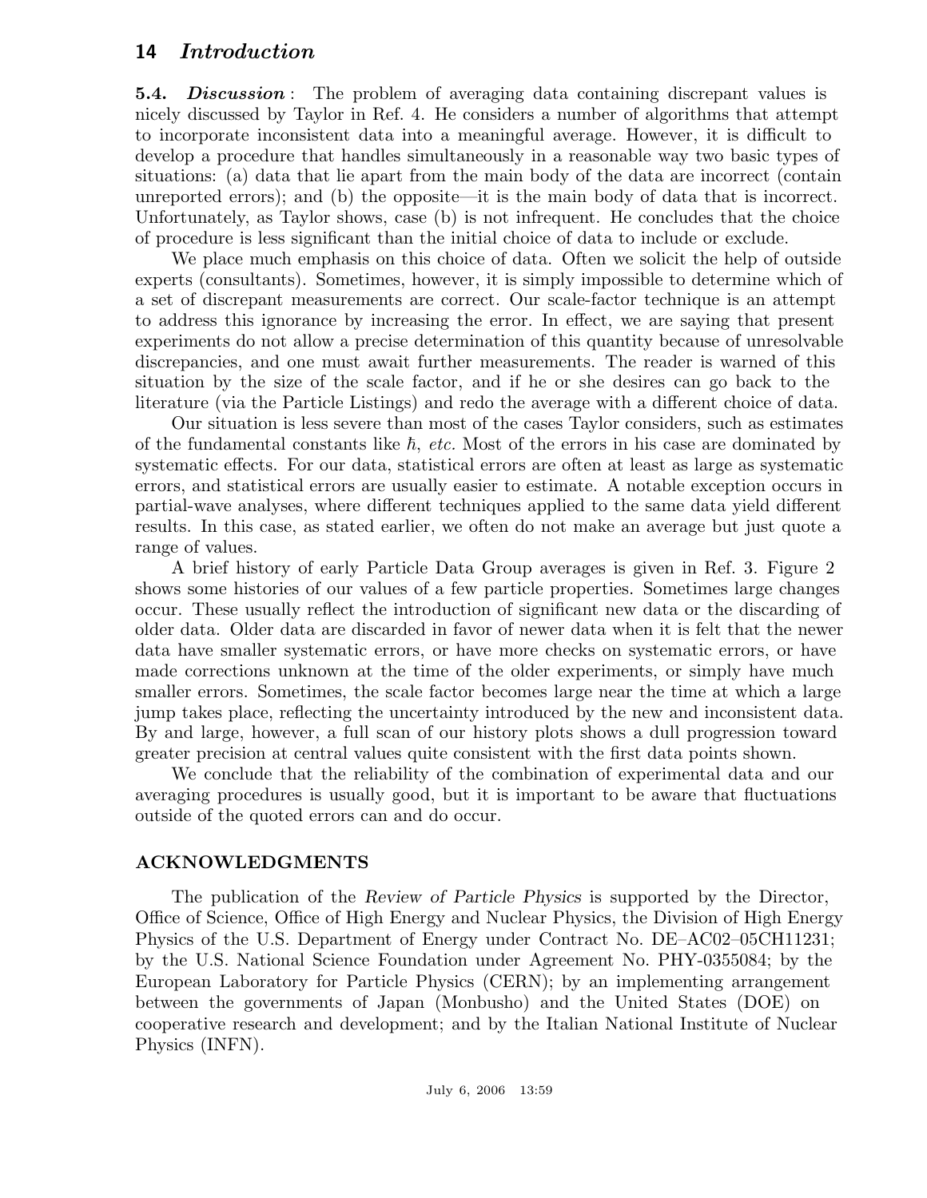**5.4. *Discussion*** : The problem of averaging data containing discrepant values is nicely discussed by Taylor in Ref. 4. He considers a number of algorithms that attempt to incorporate inconsistent data into a meaningful average. However, it is difficult to develop a procedure that handles simultaneously in a reasonable way two basic types of situations: (a) data that lie apart from the main body of the data are incorrect (contain unreported errors); and (b) the opposite—it is the main body of data that is incorrect. Unfortunately, as Taylor shows, case (b) is not infrequent. He concludes that the choice of procedure is less significant than the initial choice of data to include or exclude.

We place much emphasis on this choice of data. Often we solicit the help of outside experts (consultants). Sometimes, however, it is simply impossible to determine which of a set of discrepant measurements are correct. Our scale-factor technique is an attempt to address this ignorance by increasing the error. In effect, we are saying that present experiments do not allow a precise determination of this quantity because of unresolvable discrepancies, and one must await further measurements. The reader is warned of this situation by the size of the scale factor, and if he or she desires can go back to the literature (via the Particle Listings) and redo the average with a different choice of data.

Our situation is less severe than most of the cases Taylor considers, such as estimates of the fundamental constants like $\hbar$, *etc.* Most of the errors in his case are dominated by systematic effects. For our data, statistical errors are often at least as large as systematic errors, and statistical errors are usually easier to estimate. A notable exception occurs in partial-wave analyses, where different techniques applied to the same data yield different results. In this case, as stated earlier, we often do not make an average but just quote a range of values.

A brief history of early Particle Data Group averages is given in Ref. 3. Figure 2 shows some histories of our values of a few particle properties. Sometimes large changes occur. These usually reflect the introduction of significant new data or the discarding of older data. Older data are discarded in favor of newer data when it is felt that the newer data have smaller systematic errors, or have more checks on systematic errors, or have made corrections unknown at the time of the older experiments, or simply have much smaller errors. Sometimes, the scale factor becomes large near the time at which a large jump takes place, reflecting the uncertainty introduced by the new and inconsistent data. By and large, however, a full scan of our history plots shows a dull progression toward greater precision at central values quite consistent with the first data points shown.

We conclude that the reliability of the combination of experimental data and our averaging procedures is usually good, but it is important to be aware that fluctuations outside of the quoted errors can and do occur.

## ACKNOWLEDGMENTS

The publication of the *Review of Particle Physics* is supported by the Director, Office of Science, Office of High Energy and Nuclear Physics, the Division of High Energy Physics of the U.S. Department of Energy under Contract No. DE–AC02–05CH11231; by the U.S. National Science Foundation under Agreement No. PHY-0355084; by the European Laboratory for Particle Physics (CERN); by an implementing arrangement between the governments of Japan (Monbusho) and the United States (DOE) on cooperative research and development; and by the Italian National Institute of Nuclear Physics (INFN).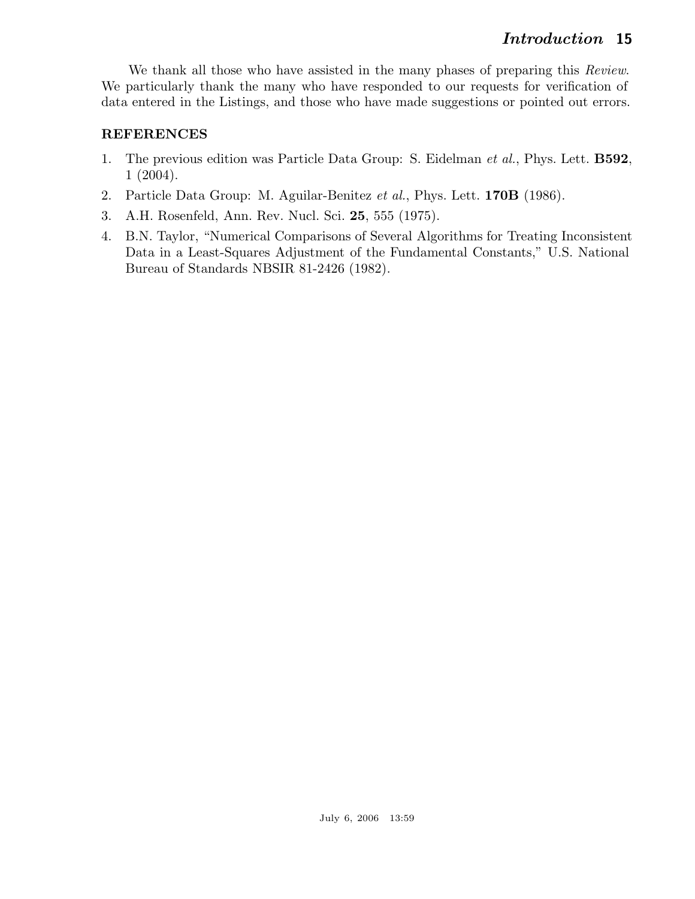We thank all those who have assisted in the many phases of preparing this *Review*. We particularly thank the many who have responded to our requests for verification of data entered in the Listings, and those who have made suggestions or pointed out errors.

## REFERENCES

1. The previous edition was Particle Data Group: S. Eidelman *et al.*, Phys. Lett. **B592**, 1 (2004).
2. Particle Data Group: M. Aguilar-Benitez *et al.*, Phys. Lett. **170B** (1986).
3. A.H. Rosenfeld, Ann. Rev. Nucl. Sci. **25**, 555 (1975).
4. B.N. Taylor, "Numerical Comparisons of Several Algorithms for Treating Inconsistent Data in a Least-Squares Adjustment of the Fundamental Constants," U.S. National Bureau of Standards NBSIR 81-2426 (1982).